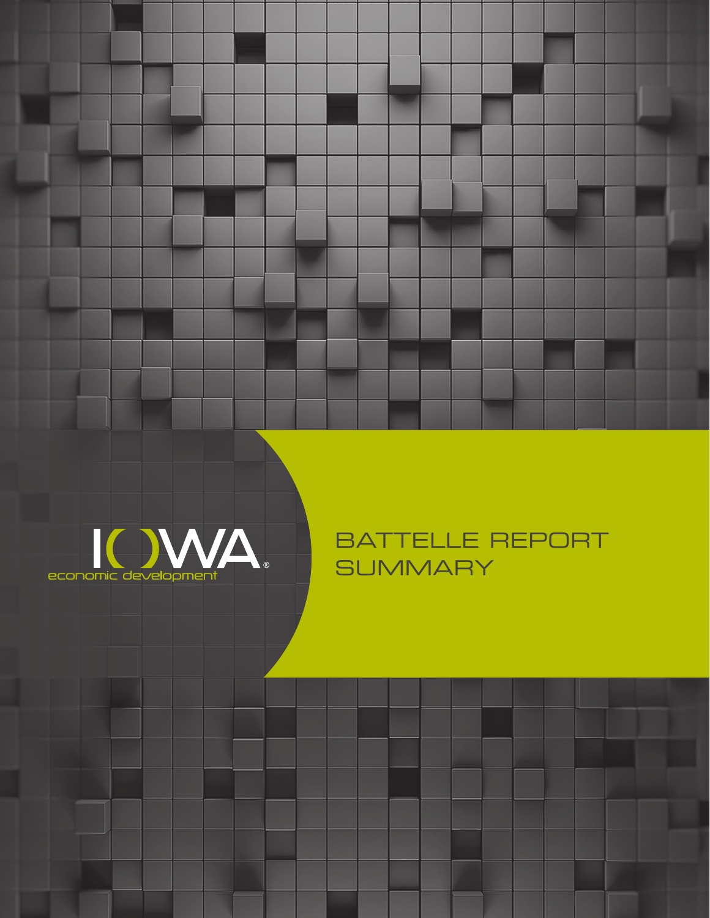IOWA® economic development

# BATTELLE REPORT SUMMARY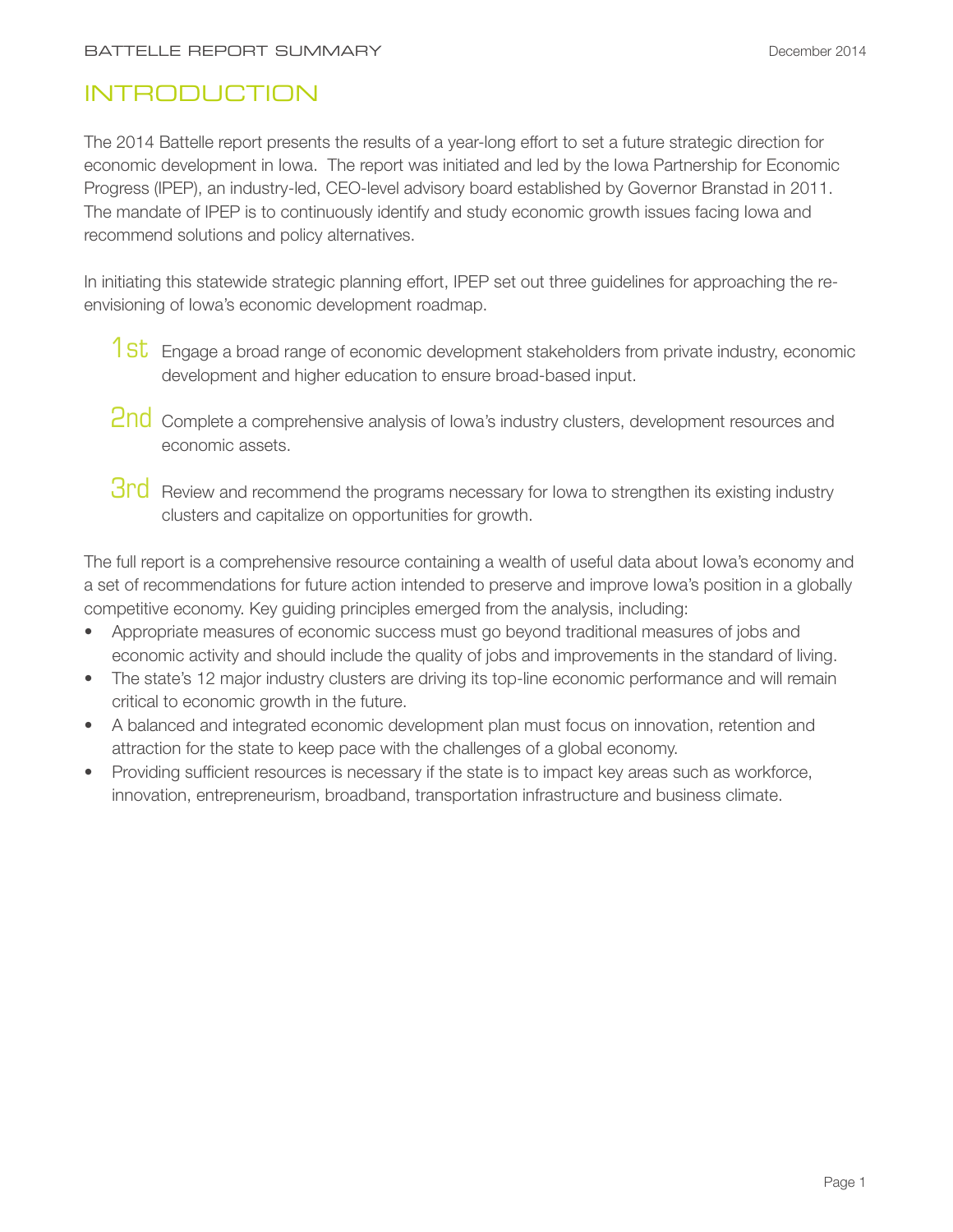# INTRODUCTION

The 2014 Battelle report presents the results of a year-long effort to set a future strategic direction for economic development in Iowa. The report was initiated and led by the Iowa Partnership for Economic Progress (IPEP), an industry-led, CEO-level advisory board established by Governor Branstad in 2011. The mandate of IPEP is to continuously identify and study economic growth issues facing Iowa and recommend solutions and policy alternatives.

In initiating this statewide strategic planning effort, IPEP set out three guidelines for approaching the re-envisioning of Iowa's economic development roadmap.

**1st** Engage a broad range of economic development stakeholders from private industry, economic development and higher education to ensure broad-based input.

**2nd** Complete a comprehensive analysis of Iowa's industry clusters, development resources and economic assets.

**3rd** Review and recommend the programs necessary for Iowa to strengthen its existing industry clusters and capitalize on opportunities for growth.

The full report is a comprehensive resource containing a wealth of useful data about Iowa's economy and a set of recommendations for future action intended to preserve and improve Iowa's position in a globally competitive economy. Key guiding principles emerged from the analysis, including:

- Appropriate measures of economic success must go beyond traditional measures of jobs and economic activity and should include the quality of jobs and improvements in the standard of living.
- The state's 12 major industry clusters are driving its top-line economic performance and will remain critical to economic growth in the future.
- A balanced and integrated economic development plan must focus on innovation, retention and attraction for the state to keep pace with the challenges of a global economy.
- Providing sufficient resources is necessary if the state is to impact key areas such as workforce, innovation, entrepreneurism, broadband, transportation infrastructure and business climate.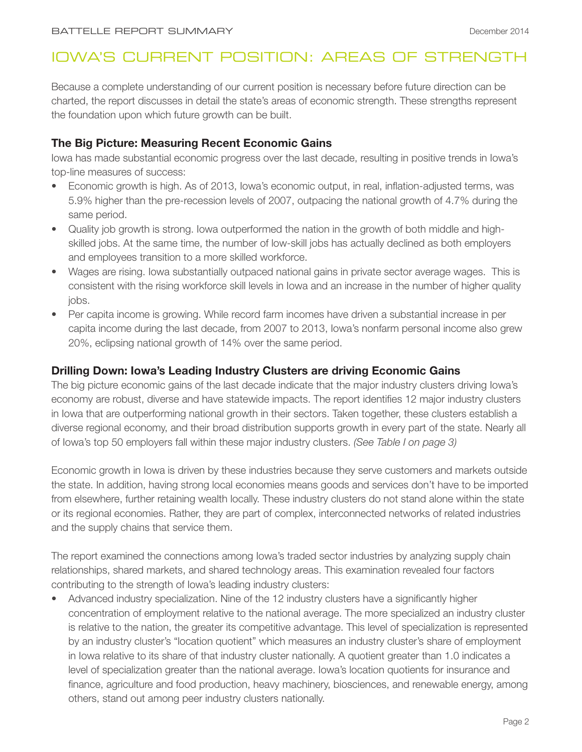# IOWA'S CURRENT POSITION: AREAS OF STRENGTH

Because a complete understanding of our current position is necessary before future direction can be charted, the report discusses in detail the state's areas of economic strength. These strengths represent the foundation upon which future growth can be built.

### The Big Picture: Measuring Recent Economic Gains

Iowa has made substantial economic progress over the last decade, resulting in positive trends in Iowa's top-line measures of success:

- Economic growth is high. As of 2013, Iowa's economic output, in real, inflation-adjusted terms, was 5.9% higher than the pre-recession levels of 2007, outpacing the national growth of 4.7% during the same period.
- Quality job growth is strong. Iowa outperformed the nation in the growth of both middle and high-skilled jobs. At the same time, the number of low-skill jobs has actually declined as both employers and employees transition to a more skilled workforce.
- Wages are rising. Iowa substantially outpaced national gains in private sector average wages. This is consistent with the rising workforce skill levels in Iowa and an increase in the number of higher quality jobs.
- Per capita income is growing. While record farm incomes have driven a substantial increase in per capita income during the last decade, from 2007 to 2013, Iowa's nonfarm personal income also grew 20%, eclipsing national growth of 14% over the same period.

### Drilling Down: Iowa's Leading Industry Clusters are driving Economic Gains

The big picture economic gains of the last decade indicate that the major industry clusters driving Iowa's economy are robust, diverse and have statewide impacts. The report identifies 12 major industry clusters in Iowa that are outperforming national growth in their sectors. Taken together, these clusters establish a diverse regional economy, and their broad distribution supports growth in every part of the state. Nearly all of Iowa's top 50 employers fall within these major industry clusters. *(See Table I on page 3)*

Economic growth in Iowa is driven by these industries because they serve customers and markets outside the state. In addition, having strong local economies means goods and services don't have to be imported from elsewhere, further retaining wealth locally. These industry clusters do not stand alone within the state or its regional economies. Rather, they are part of complex, interconnected networks of related industries and the supply chains that service them.

The report examined the connections among Iowa's traded sector industries by analyzing supply chain relationships, shared markets, and shared technology areas. This examination revealed four factors contributing to the strength of Iowa's leading industry clusters:

- Advanced industry specialization. Nine of the 12 industry clusters have a significantly higher concentration of employment relative to the national average. The more specialized an industry cluster is relative to the nation, the greater its competitive advantage. This level of specialization is represented by an industry cluster's "location quotient" which measures an industry cluster's share of employment in Iowa relative to its share of that industry cluster nationally. A quotient greater than 1.0 indicates a level of specialization greater than the national average. Iowa's location quotients for insurance and finance, agriculture and food production, heavy machinery, biosciences, and renewable energy, among others, stand out among peer industry clusters nationally.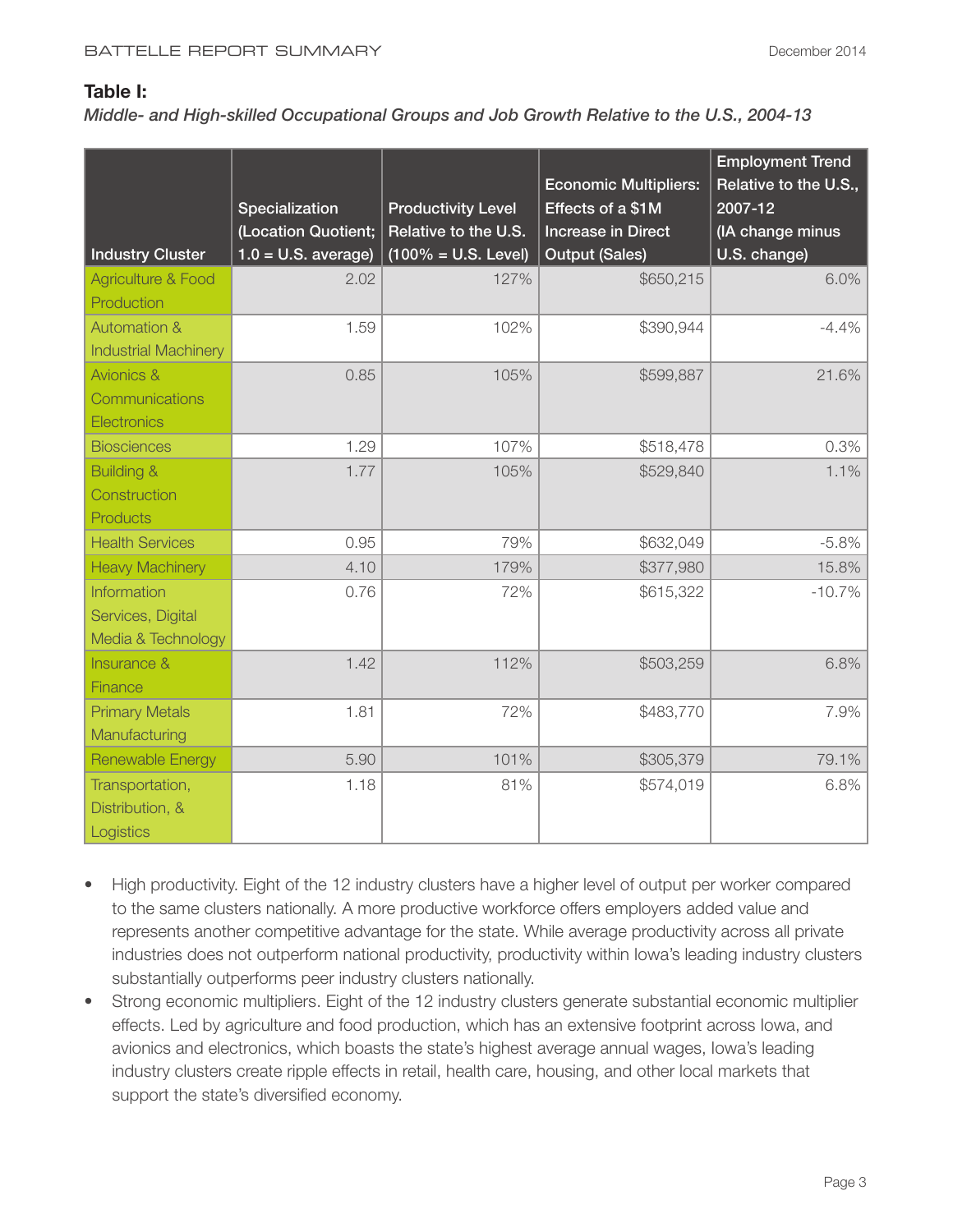**Table I:**

*Middle- and High-skilled Occupational Groups and Job Growth Relative to the U.S., 2004-13*

| Industry Cluster | Specialization (Location Quotient; 1.0 = U.S. average) | Productivity Level Relative to the U.S. (100% = U.S. Level) | Economic Multipliers: Effects of a $1M Increase in Direct Output (Sales) | Employment Trend Relative to the U.S., 2007-12 (IA change minus U.S. change) |
|---|---|---|---|---|
| Agriculture & Food Production | 2.02 | 127% | $650,215 | 6.0% |
| Automation & Industrial Machinery | 1.59 | 102% | $390,944 | -4.4% |
| Avionics & Communications Electronics | 0.85 | 105% | $599,887 | 21.6% |
| Biosciences | 1.29 | 107% | $518,478 | 0.3% |
| Building & Construction Products | 1.77 | 105% | $529,840 | 1.1% |
| Health Services | 0.95 | 79% | $632,049 | -5.8% |
| Heavy Machinery | 4.10 | 179% | $377,980 | 15.8% |
| Information Services, Digital Media & Technology | 0.76 | 72% | $615,322 | -10.7% |
| Insurance & Finance | 1.42 | 112% | $503,259 | 6.8% |
| Primary Metals Manufacturing | 1.81 | 72% | $483,770 | 7.9% |
| Renewable Energy | 5.90 | 101% | $305,379 | 79.1% |
| Transportation, Distribution, & Logistics | 1.18 | 81% | $574,019 | 6.8% |

- High productivity. Eight of the 12 industry clusters have a higher level of output per worker compared to the same clusters nationally. A more productive workforce offers employers added value and represents another competitive advantage for the state. While average productivity across all private industries does not outperform national productivity, productivity within Iowa's leading industry clusters substantially outperforms peer industry clusters nationally.
- Strong economic multipliers. Eight of the 12 industry clusters generate substantial economic multiplier effects. Led by agriculture and food production, which has an extensive footprint across Iowa, and avionics and electronics, which boasts the state's highest average annual wages, Iowa's leading industry clusters create ripple effects in retail, health care, housing, and other local markets that support the state's diversified economy.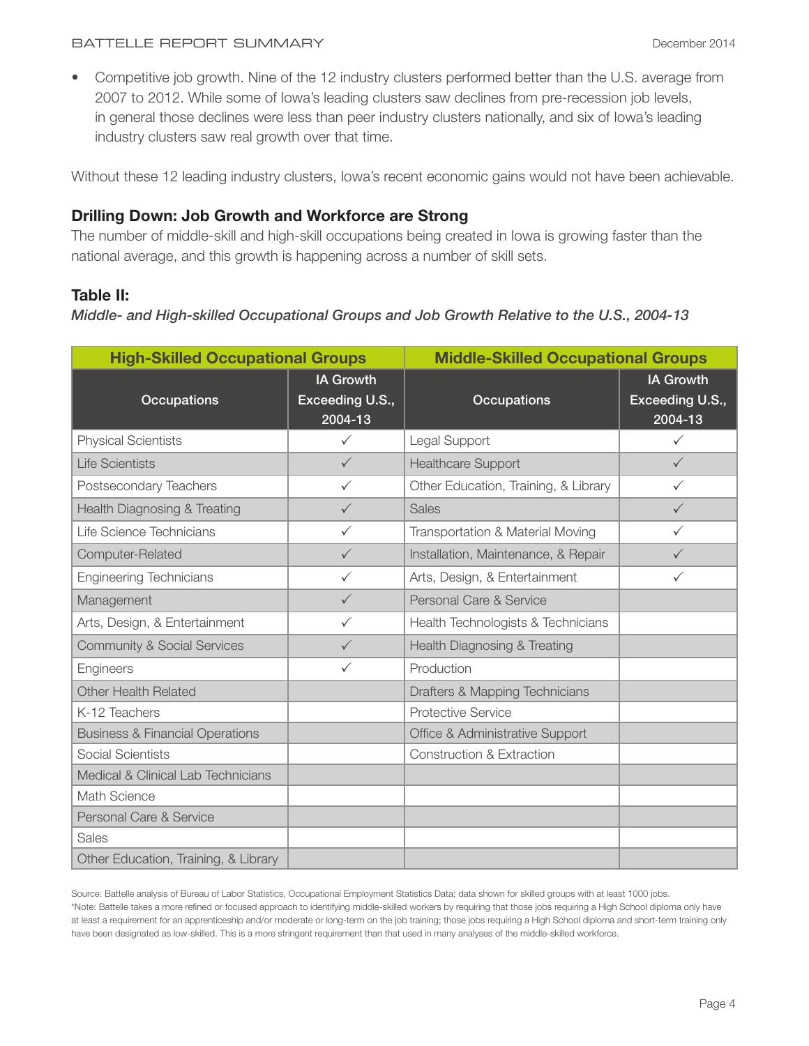- Competitive job growth. Nine of the 12 industry clusters performed better than the U.S. average from 2007 to 2012. While some of Iowa's leading clusters saw declines from pre-recession job levels, in general those declines were less than peer industry clusters nationally, and six of Iowa's leading industry clusters saw real growth over that time.

Without these 12 leading industry clusters, Iowa's recent economic gains would not have been achievable.

### Drilling Down: Job Growth and Workforce are Strong

The number of middle-skill and high-skill occupations being created in Iowa is growing faster than the national average, and this growth is happening across a number of skill sets.

**Table II:**

***Middle- and High-skilled Occupational Groups and Job Growth Relative to the U.S., 2004-13***

| High-Skilled Occupational Groups | | Middle-Skilled Occupational Groups | |
|---|---|---|---|
| Occupations | IA Growth Exceeding U.S., 2004-13 | Occupations | IA Growth Exceeding U.S., 2004-13 |
| Physical Scientists | ✓ | Legal Support | ✓ |
| Life Scientists | ✓ | Healthcare Support | ✓ |
| Postsecondary Teachers | ✓ | Other Education, Training, & Library | ✓ |
| Health Diagnosing & Treating | ✓ | Sales | ✓ |
| Life Science Technicians | ✓ | Transportation & Material Moving | ✓ |
| Computer-Related | ✓ | Installation, Maintenance, & Repair | ✓ |
| Engineering Technicians | ✓ | Arts, Design, & Entertainment | ✓ |
| Management | ✓ | Personal Care & Service | |
| Arts, Design, & Entertainment | ✓ | Health Technologists & Technicians | |
| Community & Social Services | ✓ | Health Diagnosing & Treating | |
| Engineers | ✓ | Production | |
| Other Health Related | | Drafters & Mapping Technicians | |
| K-12 Teachers | | Protective Service | |
| Business & Financial Operations | | Office & Administrative Support | |
| Social Scientists | | Construction & Extraction | |
| Medical & Clinical Lab Technicians | | | |
| Math Science | | | |
| Personal Care & Service | | | |
| Sales | | | |
| Other Education, Training, & Library | | | |

Source: Battelle analysis of Bureau of Labor Statistics, Occupational Employment Statistics Data; data shown for skilled groups with at least 1000 jobs.
*Note: Battelle takes a more refined or focused approach to identifying middle-skilled workers by requiring that those jobs requiring a High School diploma only have at least a requirement for an apprenticeship and/or moderate or long-term on the job training; those jobs requiring a High School diploma and short-term training only have been designated as low-skilled. This is a more stringent requirement than that used in many analyses of the middle-skilled workforce.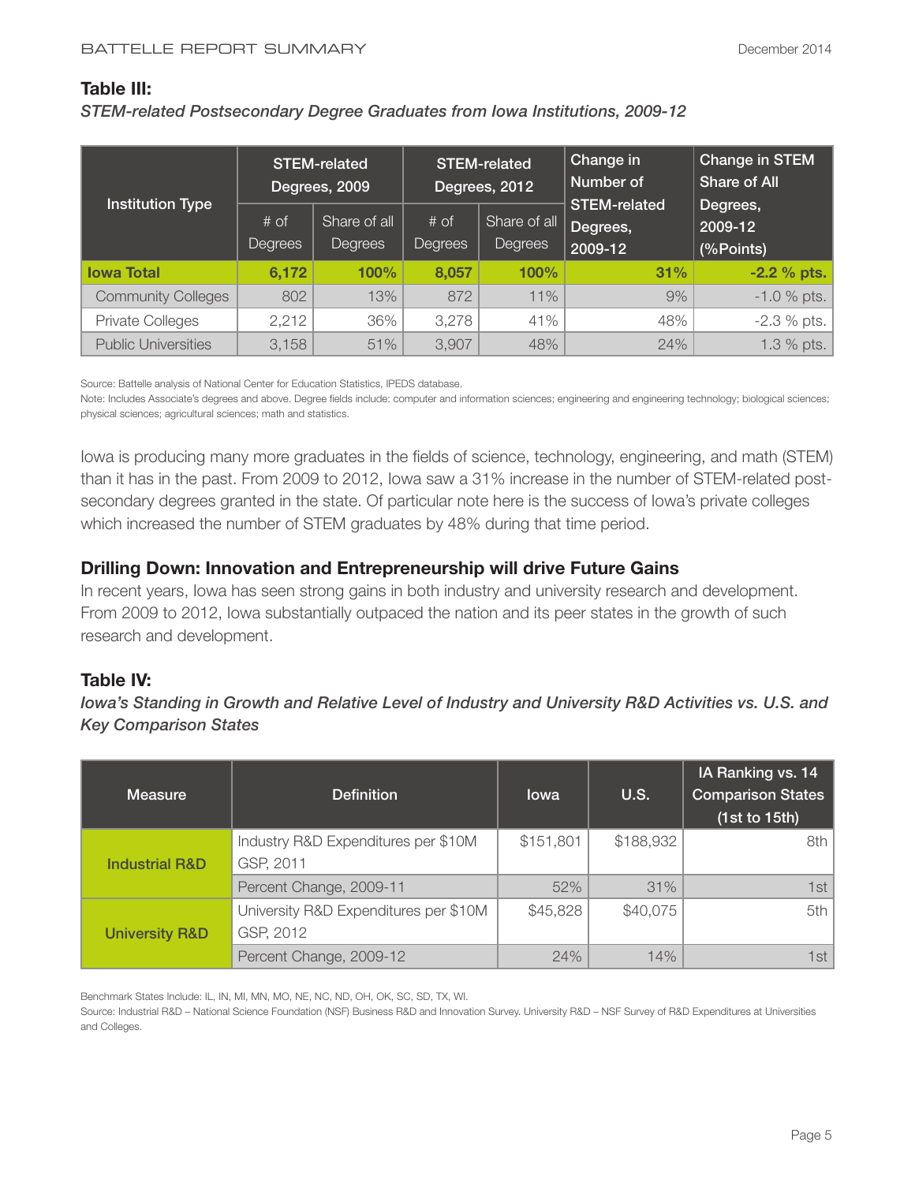**Table III:**

*STEM-related Postsecondary Degree Graduates from Iowa Institutions, 2009-12*

| Institution Type | STEM-related Degrees, 2009 | | STEM-related Degrees, 2012 | | Change in Number of STEM-related Degrees, 2009-12 | Change in STEM Share of All Degrees, 2009-12 (%Points) |
|---|---|---|---|---|---|---|
| | # of Degrees | Share of all Degrees | # of Degrees | Share of all Degrees | | |
| **Iowa Total** | **6,172** | **100%** | **8,057** | **100%** | **31%** | **-2.2 % pts.** |
| Community Colleges | 802 | 13% | 872 | 11% | 9% | -1.0 % pts. |
| Private Colleges | 2,212 | 36% | 3,278 | 41% | 48% | -2.3 % pts. |
| Public Universities | 3,158 | 51% | 3,907 | 48% | 24% | 1.3 % pts. |

Source: Battelle analysis of National Center for Education Statistics, IPEDS database.
Note: Includes Associate's degrees and above. Degree fields include: computer and information sciences; engineering and engineering technology; biological sciences; physical sciences; agricultural sciences; math and statistics.

Iowa is producing many more graduates in the fields of science, technology, engineering, and math (STEM) than it has in the past. From 2009 to 2012, Iowa saw a 31% increase in the number of STEM-related post-secondary degrees granted in the state. Of particular note here is the success of Iowa's private colleges which increased the number of STEM graduates by 48% during that time period.

### Drilling Down: Innovation and Entrepreneurship will drive Future Gains

In recent years, Iowa has seen strong gains in both industry and university research and development. From 2009 to 2012, Iowa substantially outpaced the nation and its peer states in the growth of such research and development.

**Table IV:**

*Iowa's Standing in Growth and Relative Level of Industry and University R&D Activities vs. U.S. and Key Comparison States*

| Measure | Definition | Iowa | U.S. | IA Ranking vs. 14 Comparison States (1st to 15th) |
|---|---|---|---|---|
| **Industrial R&D** | Industry R&D Expenditures per $10M GSP, 2011 | $151,801 | $188,932 | 8th |
| | Percent Change, 2009-11 | 52% | 31% | 1st |
| **University R&D** | University R&D Expenditures per $10M GSP, 2012 | $45,828 | $40,075 | 5th |
| | Percent Change, 2009-12 | 24% | 14% | 1st |

Benchmark States Include: IL, IN, MI, MN, MO, NE, NC, ND, OH, OK, SC, SD, TX, WI.
Source: Industrial R&D – National Science Foundation (NSF) Business R&D and Innovation Survey. University R&D – NSF Survey of R&D Expenditures at Universities and Colleges.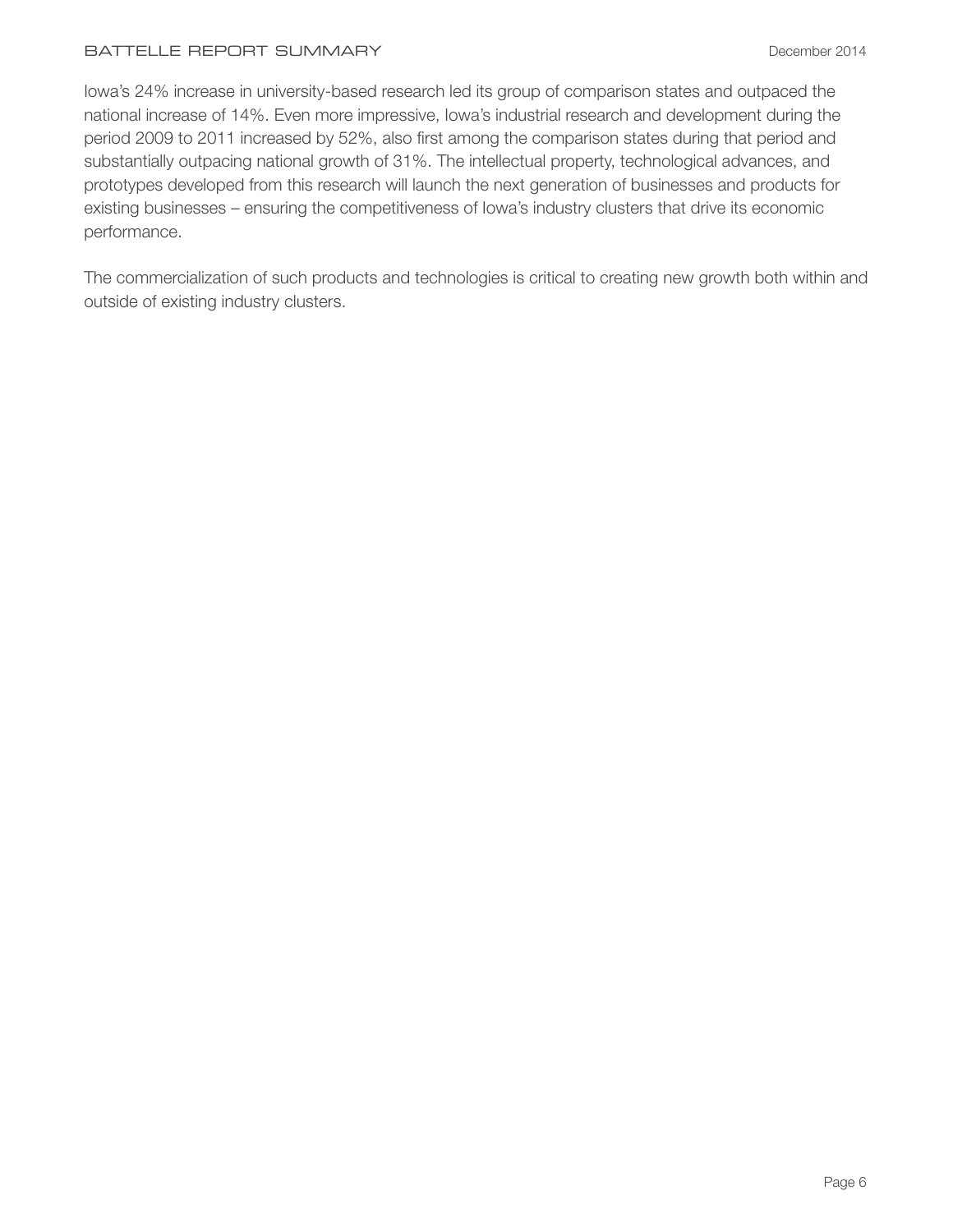Iowa's 24% increase in university-based research led its group of comparison states and outpaced the national increase of 14%. Even more impressive, Iowa's industrial research and development during the period 2009 to 2011 increased by 52%, also first among the comparison states during that period and substantially outpacing national growth of 31%. The intellectual property, technological advances, and prototypes developed from this research will launch the next generation of businesses and products for existing businesses – ensuring the competitiveness of Iowa's industry clusters that drive its economic performance.

The commercialization of such products and technologies is critical to creating new growth both within and outside of existing industry clusters.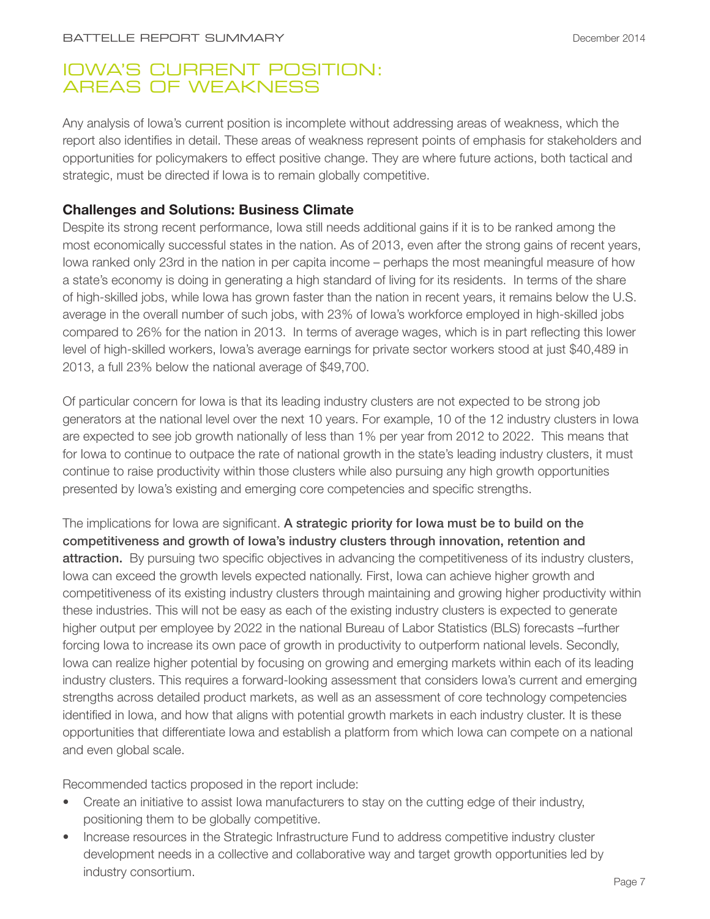# IOWA'S CURRENT POSITION: AREAS OF WEAKNESS

Any analysis of Iowa's current position is incomplete without addressing areas of weakness, which the report also identifies in detail. These areas of weakness represent points of emphasis for stakeholders and opportunities for policymakers to effect positive change. They are where future actions, both tactical and strategic, must be directed if Iowa is to remain globally competitive.

### Challenges and Solutions: Business Climate

Despite its strong recent performance, Iowa still needs additional gains if it is to be ranked among the most economically successful states in the nation. As of 2013, even after the strong gains of recent years, Iowa ranked only 23rd in the nation in per capita income – perhaps the most meaningful measure of how a state's economy is doing in generating a high standard of living for its residents. In terms of the share of high-skilled jobs, while Iowa has grown faster than the nation in recent years, it remains below the U.S. average in the overall number of such jobs, with 23% of Iowa's workforce employed in high-skilled jobs compared to 26% for the nation in 2013. In terms of average wages, which is in part reflecting this lower level of high-skilled workers, Iowa's average earnings for private sector workers stood at just $40,489 in 2013, a full 23% below the national average of $49,700.

Of particular concern for Iowa is that its leading industry clusters are not expected to be strong job generators at the national level over the next 10 years. For example, 10 of the 12 industry clusters in Iowa are expected to see job growth nationally of less than 1% per year from 2012 to 2022. This means that for Iowa to continue to outpace the rate of national growth in the state's leading industry clusters, it must continue to raise productivity within those clusters while also pursuing any high growth opportunities presented by Iowa's existing and emerging core competencies and specific strengths.

The implications for Iowa are significant. **A strategic priority for Iowa must be to build on the competitiveness and growth of Iowa's industry clusters through innovation, retention and attraction.** By pursuing two specific objectives in advancing the competitiveness of its industry clusters, Iowa can exceed the growth levels expected nationally. First, Iowa can achieve higher growth and competitiveness of its existing industry clusters through maintaining and growing higher productivity within these industries. This will not be easy as each of the existing industry clusters is expected to generate higher output per employee by 2022 in the national Bureau of Labor Statistics (BLS) forecasts –further forcing Iowa to increase its own pace of growth in productivity to outperform national levels. Secondly, Iowa can realize higher potential by focusing on growing and emerging markets within each of its leading industry clusters. This requires a forward-looking assessment that considers Iowa's current and emerging strengths across detailed product markets, as well as an assessment of core technology competencies identified in Iowa, and how that aligns with potential growth markets in each industry cluster. It is these opportunities that differentiate Iowa and establish a platform from which Iowa can compete on a national and even global scale.

Recommended tactics proposed in the report include:

- Create an initiative to assist Iowa manufacturers to stay on the cutting edge of their industry, positioning them to be globally competitive.
- Increase resources in the Strategic Infrastructure Fund to address competitive industry cluster development needs in a collective and collaborative way and target growth opportunities led by industry consortium.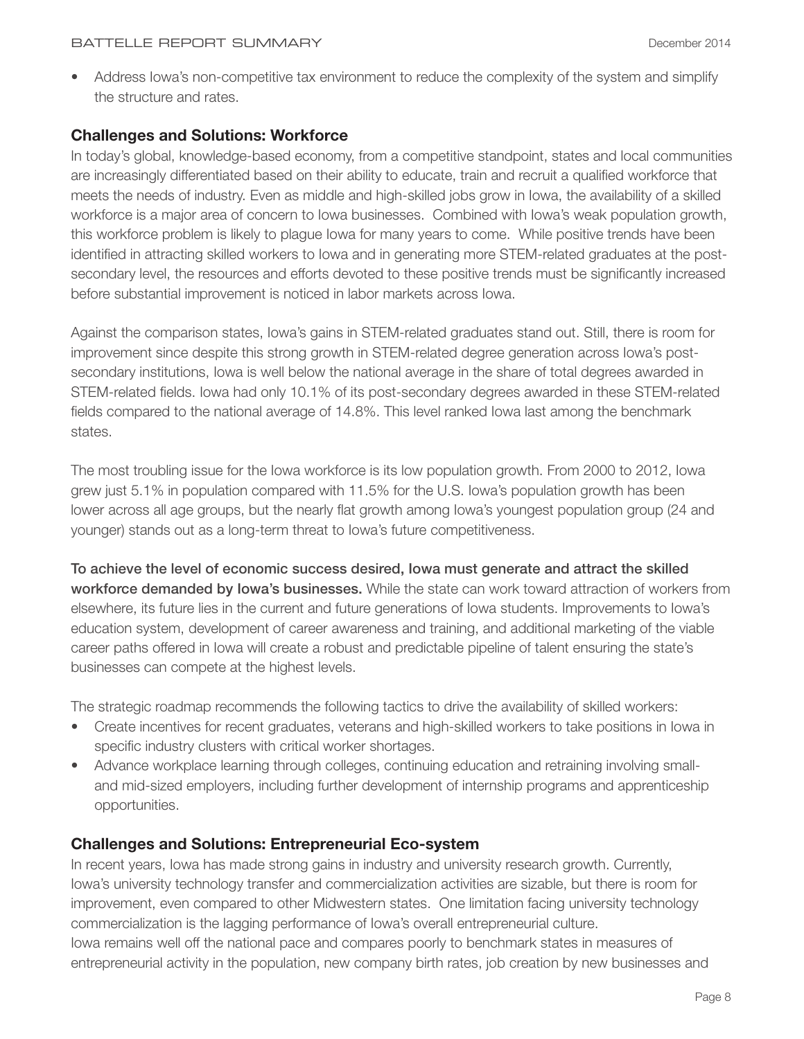- Address Iowa's non-competitive tax environment to reduce the complexity of the system and simplify the structure and rates.

## Challenges and Solutions: Workforce

In today's global, knowledge-based economy, from a competitive standpoint, states and local communities are increasingly differentiated based on their ability to educate, train and recruit a qualified workforce that meets the needs of industry. Even as middle and high-skilled jobs grow in Iowa, the availability of a skilled workforce is a major area of concern to Iowa businesses. Combined with Iowa's weak population growth, this workforce problem is likely to plague Iowa for many years to come. While positive trends have been identified in attracting skilled workers to Iowa and in generating more STEM-related graduates at the post-secondary level, the resources and efforts devoted to these positive trends must be significantly increased before substantial improvement is noticed in labor markets across Iowa.

Against the comparison states, Iowa's gains in STEM-related graduates stand out. Still, there is room for improvement since despite this strong growth in STEM-related degree generation across Iowa's post-secondary institutions, Iowa is well below the national average in the share of total degrees awarded in STEM-related fields. Iowa had only 10.1% of its post-secondary degrees awarded in these STEM-related fields compared to the national average of 14.8%. This level ranked Iowa last among the benchmark states.

The most troubling issue for the Iowa workforce is its low population growth. From 2000 to 2012, Iowa grew just 5.1% in population compared with 11.5% for the U.S. Iowa's population growth has been lower across all age groups, but the nearly flat growth among Iowa's youngest population group (24 and younger) stands out as a long-term threat to Iowa's future competitiveness.

**To achieve the level of economic success desired, Iowa must generate and attract the skilled workforce demanded by Iowa's businesses.** While the state can work toward attraction of workers from elsewhere, its future lies in the current and future generations of Iowa students. Improvements to Iowa's education system, development of career awareness and training, and additional marketing of the viable career paths offered in Iowa will create a robust and predictable pipeline of talent ensuring the state's businesses can compete at the highest levels.

The strategic roadmap recommends the following tactics to drive the availability of skilled workers:

- Create incentives for recent graduates, veterans and high-skilled workers to take positions in Iowa in specific industry clusters with critical worker shortages.
- Advance workplace learning through colleges, continuing education and retraining involving small- and mid-sized employers, including further development of internship programs and apprenticeship opportunities.

## Challenges and Solutions: Entrepreneurial Eco-system

In recent years, Iowa has made strong gains in industry and university research growth. Currently, Iowa's university technology transfer and commercialization activities are sizable, but there is room for improvement, even compared to other Midwestern states. One limitation facing university technology commercialization is the lagging performance of Iowa's overall entrepreneurial culture.

Iowa remains well off the national pace and compares poorly to benchmark states in measures of entrepreneurial activity in the population, new company birth rates, job creation by new businesses and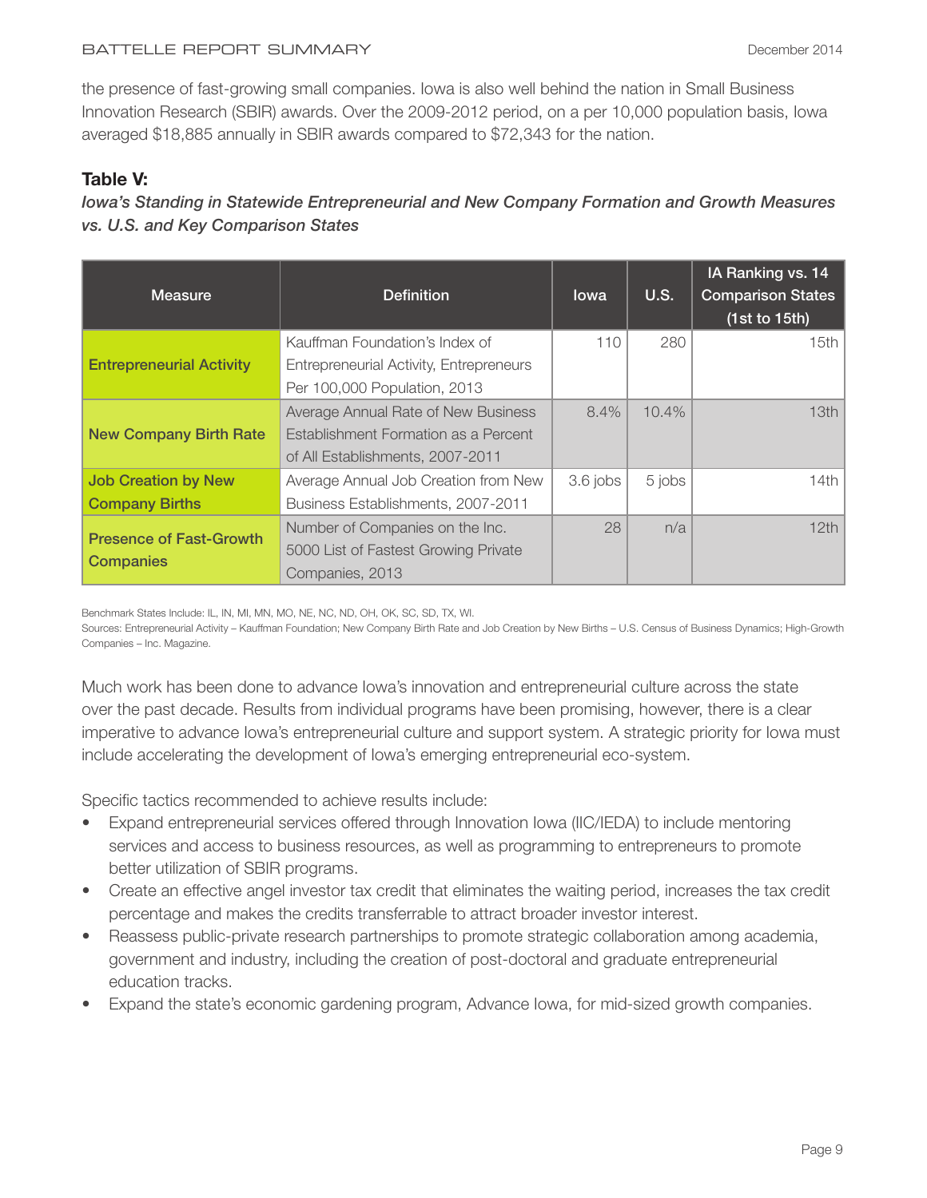the presence of fast-growing small companies. Iowa is also well behind the nation in Small Business Innovation Research (SBIR) awards. Over the 2009-2012 period, on a per 10,000 population basis, Iowa averaged $18,885 annually in SBIR awards compared to $72,343 for the nation.

**Table V:**

***Iowa's Standing in Statewide Entrepreneurial and New Company Formation and Growth Measures vs. U.S. and Key Comparison States***

| Measure | Definition | Iowa | U.S. | IA Ranking vs. 14 Comparison States (1st to 15th) |
|---|---|---|---|---|
| **Entrepreneurial Activity** | Kauffman Foundation's Index of Entrepreneurial Activity, Entrepreneurs Per 100,000 Population, 2013 | 110 | 280 | 15th |
| **New Company Birth Rate** | Average Annual Rate of New Business Establishment Formation as a Percent of All Establishments, 2007-2011 | 8.4% | 10.4% | 13th |
| **Job Creation by New Company Births** | Average Annual Job Creation from New Business Establishments, 2007-2011 | 3.6 jobs | 5 jobs | 14th |
| **Presence of Fast-Growth Companies** | Number of Companies on the Inc. 5000 List of Fastest Growing Private Companies, 2013 | 28 | n/a | 12th |

Benchmark States Include: IL, IN, MI, MN, MO, NE, NC, ND, OH, OK, SC, SD, TX, WI.

Sources: Entrepreneurial Activity – Kauffman Foundation; New Company Birth Rate and Job Creation by New Births – U.S. Census of Business Dynamics; High-Growth Companies – Inc. Magazine.

Much work has been done to advance Iowa's innovation and entrepreneurial culture across the state over the past decade. Results from individual programs have been promising, however, there is a clear imperative to advance Iowa's entrepreneurial culture and support system. A strategic priority for Iowa must include accelerating the development of Iowa's emerging entrepreneurial eco-system.

Specific tactics recommended to achieve results include:

- Expand entrepreneurial services offered through Innovation Iowa (IIC/IEDA) to include mentoring services and access to business resources, as well as programming to entrepreneurs to promote better utilization of SBIR programs.
- Create an effective angel investor tax credit that eliminates the waiting period, increases the tax credit percentage and makes the credits transferrable to attract broader investor interest.
- Reassess public-private research partnerships to promote strategic collaboration among academia, government and industry, including the creation of post-doctoral and graduate entrepreneurial education tracks.
- Expand the state's economic gardening program, Advance Iowa, for mid-sized growth companies.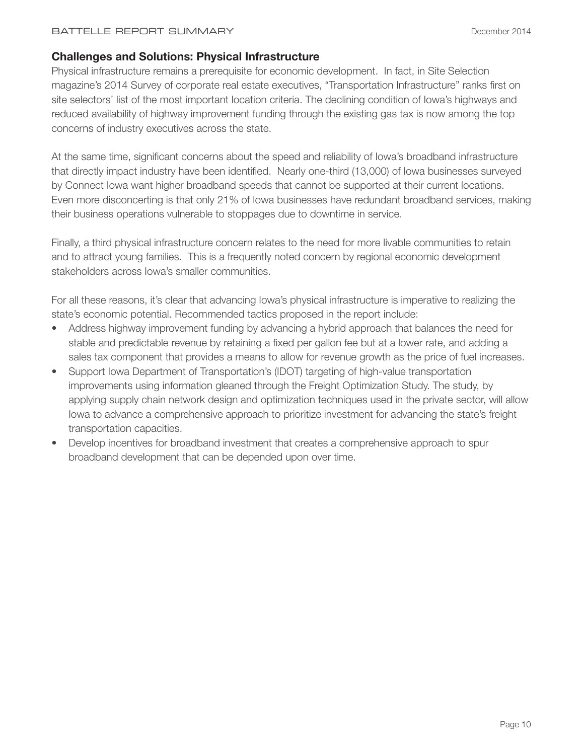## Challenges and Solutions: Physical Infrastructure

Physical infrastructure remains a prerequisite for economic development. In fact, in Site Selection magazine's 2014 Survey of corporate real estate executives, "Transportation Infrastructure" ranks first on site selectors' list of the most important location criteria. The declining condition of Iowa's highways and reduced availability of highway improvement funding through the existing gas tax is now among the top concerns of industry executives across the state.

At the same time, significant concerns about the speed and reliability of Iowa's broadband infrastructure that directly impact industry have been identified. Nearly one-third (13,000) of Iowa businesses surveyed by Connect Iowa want higher broadband speeds that cannot be supported at their current locations. Even more disconcerting is that only 21% of Iowa businesses have redundant broadband services, making their business operations vulnerable to stoppages due to downtime in service.

Finally, a third physical infrastructure concern relates to the need for more livable communities to retain and to attract young families. This is a frequently noted concern by regional economic development stakeholders across Iowa's smaller communities.

For all these reasons, it's clear that advancing Iowa's physical infrastructure is imperative to realizing the state's economic potential. Recommended tactics proposed in the report include:

- Address highway improvement funding by advancing a hybrid approach that balances the need for stable and predictable revenue by retaining a fixed per gallon fee but at a lower rate, and adding a sales tax component that provides a means to allow for revenue growth as the price of fuel increases.
- Support Iowa Department of Transportation's (IDOT) targeting of high-value transportation improvements using information gleaned through the Freight Optimization Study. The study, by applying supply chain network design and optimization techniques used in the private sector, will allow Iowa to advance a comprehensive approach to prioritize investment for advancing the state's freight transportation capacities.
- Develop incentives for broadband investment that creates a comprehensive approach to spur broadband development that can be depended upon over time.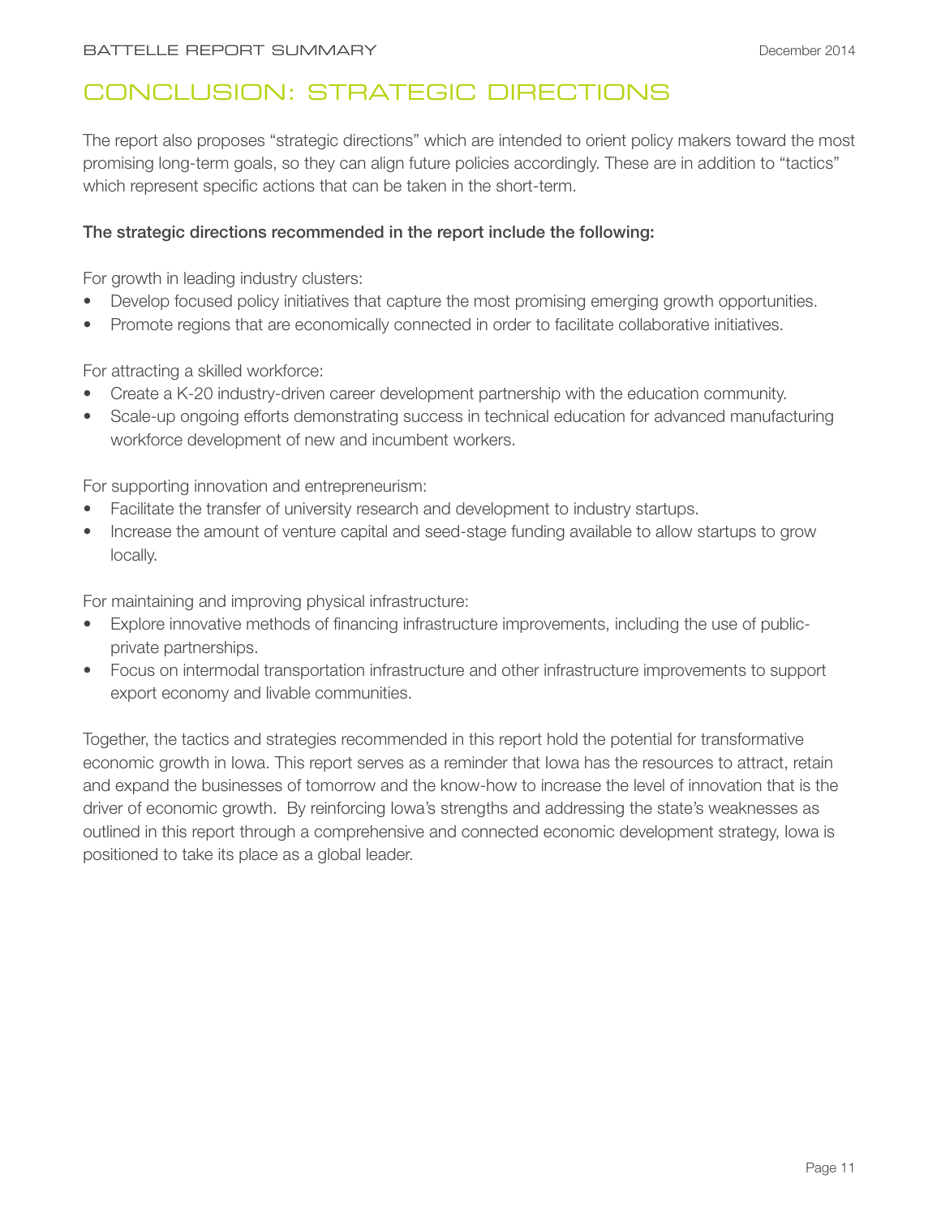# CONCLUSION: STRATEGIC DIRECTIONS

The report also proposes "strategic directions" which are intended to orient policy makers toward the most promising long-term goals, so they can align future policies accordingly. These are in addition to "tactics" which represent specific actions that can be taken in the short-term.

**The strategic directions recommended in the report include the following:**

For growth in leading industry clusters:

- Develop focused policy initiatives that capture the most promising emerging growth opportunities.
- Promote regions that are economically connected in order to facilitate collaborative initiatives.

For attracting a skilled workforce:

- Create a K-20 industry-driven career development partnership with the education community.
- Scale-up ongoing efforts demonstrating success in technical education for advanced manufacturing workforce development of new and incumbent workers.

For supporting innovation and entrepreneurism:

- Facilitate the transfer of university research and development to industry startups.
- Increase the amount of venture capital and seed-stage funding available to allow startups to grow locally.

For maintaining and improving physical infrastructure:

- Explore innovative methods of financing infrastructure improvements, including the use of public-private partnerships.
- Focus on intermodal transportation infrastructure and other infrastructure improvements to support export economy and livable communities.

Together, the tactics and strategies recommended in this report hold the potential for transformative economic growth in Iowa. This report serves as a reminder that Iowa has the resources to attract, retain and expand the businesses of tomorrow and the know-how to increase the level of innovation that is the driver of economic growth. By reinforcing Iowa's strengths and addressing the state's weaknesses as outlined in this report through a comprehensive and connected economic development strategy, Iowa is positioned to take its place as a global leader.